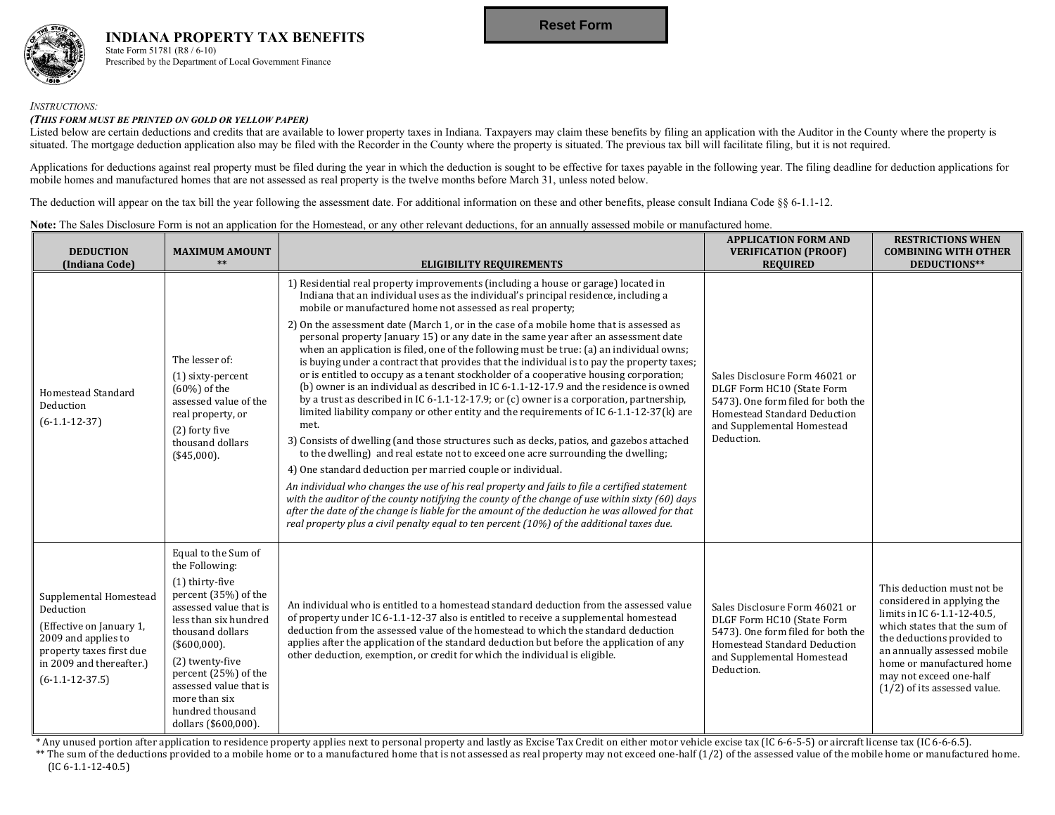# INDIANA PROPERTY TAX BENEFITS

State Form 51781 (R8 / 6-10)
Prescribed by the Department of Local Government Finance

Reset Form

*INSTRUCTIONS:*

***(THIS FORM MUST BE PRINTED ON GOLD OR YELLOW PAPER)***

Listed below are certain deductions and credits that are available to lower property taxes in Indiana. Taxpayers may claim these benefits by filing an application with the Auditor in the County where the property is situated. The mortgage deduction application also may be filed with the Recorder in the County where the property is situated. The previous tax bill will facilitate filing, but it is not required.

Applications for deductions against real property must be filed during the year in which the deduction is sought to be effective for taxes payable in the following year. The filing deadline for deduction applications for mobile homes and manufactured homes that are not assessed as real property is the twelve months before March 31, unless noted below.

The deduction will appear on the tax bill the year following the assessment date. For additional information on these and other benefits, please consult Indiana Code §§ 6-1.1-12.

**Note:** The Sales Disclosure Form is not an application for the Homestead, or any other relevant deductions, for an annually assessed mobile or manufactured home.

| DEDUCTION (Indiana Code) | MAXIMUM AMOUNT ** | ELIGIBILITY REQUIREMENTS | APPLICATION FORM AND VERIFICATION (PROOF) REQUIRED | RESTRICTIONS WHEN COMBINING WITH OTHER DEDUCTIONS** |
|---|---|---|---|---|
| Homestead Standard Deduction (6-1.1-12-37) | The lesser of: (1) sixty-percent (60%) of the assessed value of the real property, or (2) forty five thousand dollars ($45,000). | 1) Residential real property improvements (including a house or garage) located in Indiana that an individual uses as the individual's principal residence, including a mobile or manufactured home not assessed as real property; 2) On the assessment date (March 1, or in the case of a mobile home that is assessed as personal property January 15) or any date in the same year after an assessment date when an application is filed, one of the following must be true: (a) an individual owns; is buying under a contract that provides that the individual is to pay the property taxes; or is entitled to occupy as a tenant stockholder of a cooperative housing corporation; (b) owner is an individual as described in IC 6-1.1-12-17.9 and the residence is owned by a trust as described in IC 6-1.1-12-17.9; or (c) owner is a corporation, partnership, limited liability company or other entity and the requirements of IC 6-1.1-12-37(k) are met. 3) Consists of dwelling (and those structures such as decks, patios, and gazebos attached to the dwelling) and real estate not to exceed one acre surrounding the dwelling; 4) One standard deduction per married couple or individual. *An individual who changes the use of his real property and fails to file a certified statement with the auditor of the county notifying the county of the change of use within sixty (60) days after the date of the change is liable for the amount of the deduction he was allowed for that real property plus a civil penalty equal to ten percent (10%) of the additional taxes due.* | Sales Disclosure Form 46021 or DLGF Form HC10 (State Form 5473). One form filed for both the Homestead Standard Deduction and Supplemental Homestead Deduction. | |
| Supplemental Homestead Deduction (Effective on January 1, 2009 and applies to property taxes first due in 2009 and thereafter.) (6-1.1-12-37.5) | Equal to the Sum of the Following: (1) thirty-five percent (35%) of the assessed value that is less than six hundred thousand dollars ($600,000). (2) twenty-five percent (25%) of the assessed value that is more than six hundred thousand dollars ($600,000). | An individual who is entitled to a homestead standard deduction from the assessed value of property under IC 6-1.1-12-37 also is entitled to receive a supplemental homestead deduction from the assessed value of the homestead to which the standard deduction applies after the application of the standard deduction but before the application of any other deduction, exemption, or credit for which the individual is eligible. | Sales Disclosure Form 46021 or DLGF Form HC10 (State Form 5473). One form filed for both the Homestead Standard Deduction and Supplemental Homestead Deduction. | This deduction must not be considered in applying the limits in IC 6-1.1-12-40.5, which states that the sum of the deductions provided to an annually assessed mobile home or manufactured home may not exceed one-half (1/2) of its assessed value. |

\* Any unused portion after application to residence property applies next to personal property and lastly as Excise Tax Credit on either motor vehicle excise tax (IC 6-6-5-5) or aircraft license tax (IC 6-6-6.5).

\*\* The sum of the deductions provided to a mobile home or to a manufactured home that is not assessed as real property may not exceed one-half (1/2) of the assessed value of the mobile home or manufactured home. (IC 6-1.1-12-40.5)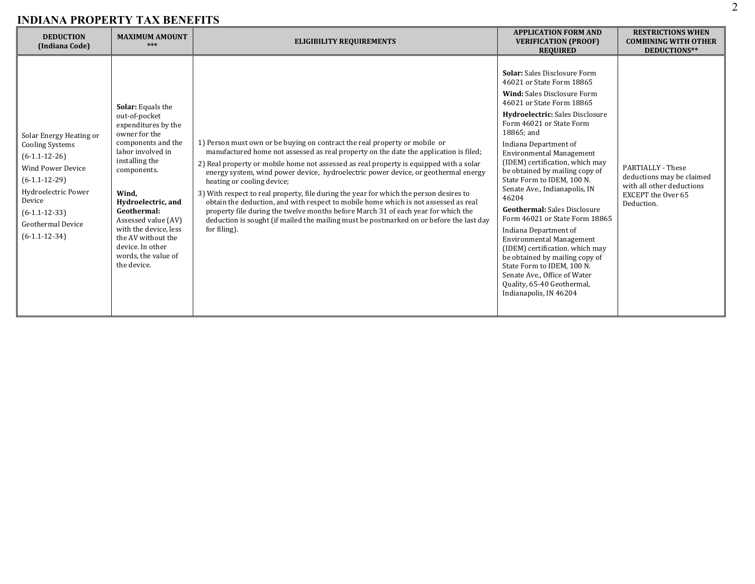## INDIANA PROPERTY TAX BENEFITS

| DEDUCTION (Indiana Code) | MAXIMUM AMOUNT *** | ELIGIBILITY REQUIREMENTS | APPLICATION FORM AND VERIFICATION (PROOF) REQUIRED | RESTRICTIONS WHEN COMBINING WITH OTHER DEDUCTIONS** |
|---|---|---|---|---|
| Solar Energy Heating or Cooling Systems<br>(6-1.1-12-26)<br>Wind Power Device<br>(6-1.1-12-29)<br>Hydroelectric Power Device<br>(6-1.1-12-33)<br>Geothermal Device<br>(6-1.1-12-34) | **Solar:** Equals the out-of-pocket expenditures by the owner for the components and the labor involved in installing the components.<br><br>**Wind, Hydroelectric, and Geothermal:** Assessed value (AV) with the device, less the AV without the device. In other words, the value of the device. | 1) Person must own or be buying on contract the real property or mobile or manufactured home not assessed as real property on the date the application is filed;<br>2) Real property or mobile home not assessed as real property is equipped with a solar energy system, wind power device, hydroelectric power device, or geothermal energy heating or cooling device;<br>3) With respect to real property, file during the year for which the person desires to obtain the deduction, and with respect to mobile home which is not assessed as real property file during the twelve months before March 31 of each year for which the deduction is sought (if mailed the mailing must be postmarked on or before the last day for filing). | **Solar:** Sales Disclosure Form 46021 or State Form 18865<br>**Wind:** Sales Disclosure Form 46021 or State Form 18865<br>**Hydroelectric:** Sales Disclosure Form 46021 or State Form 18865; and<br>Indiana Department of Environmental Management (IDEM) certification, which may be obtained by mailing copy of State Form to IDEM, 100 N. Senate Ave., Indianapolis, IN 46204<br>**Geothermal:** Sales Disclosure Form 46021 or State Form 18865<br>Indiana Department of Environmental Management (IDEM) certification. which may be obtained by mailing copy of State Form to IDEM, 100 N. Senate Ave., Office of Water Quality, 65-40 Geothermal, Indianapolis, IN 46204 | PARTIALLY - These deductions may be claimed with all other deductions EXCEPT the Over 65 Deduction. |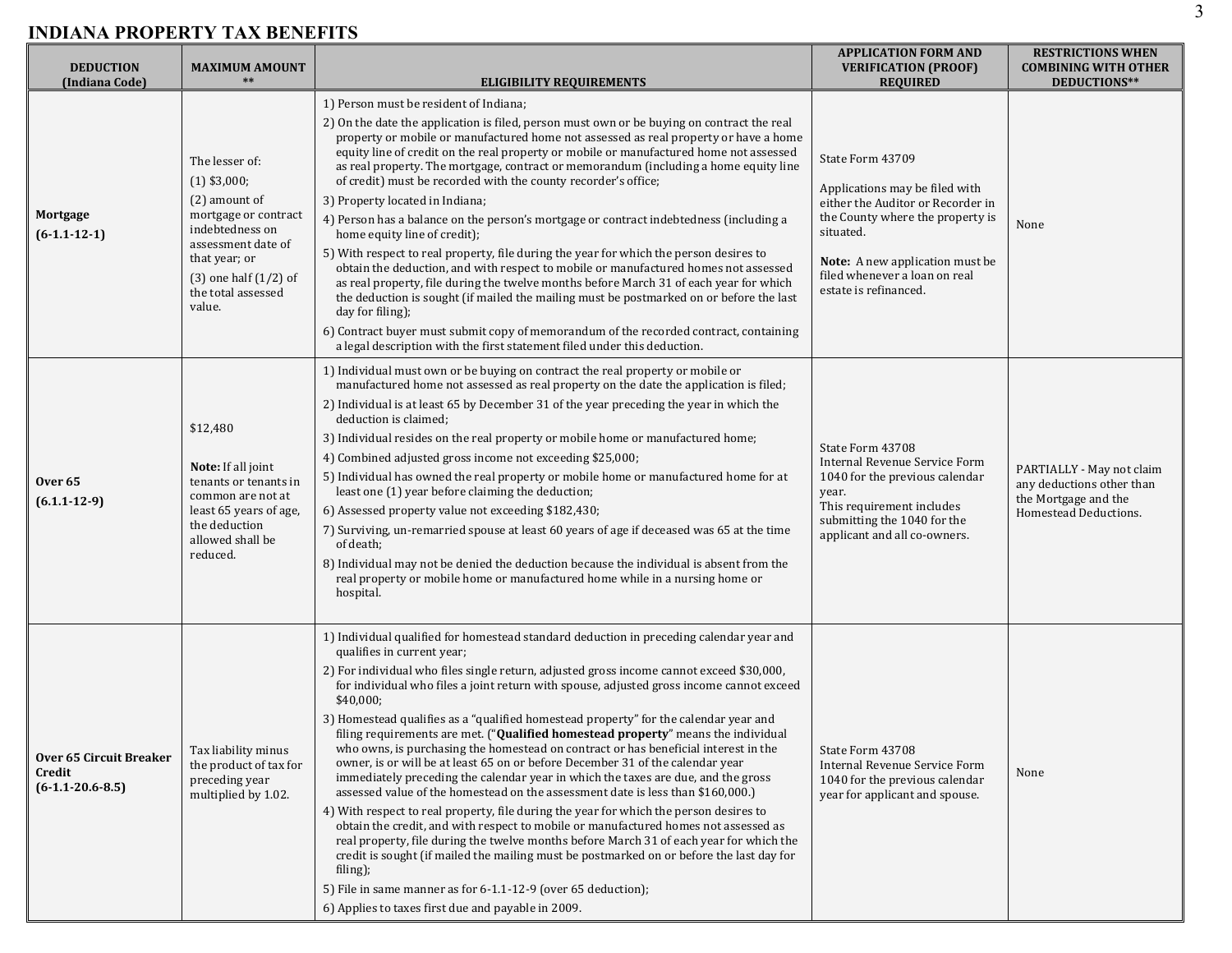# INDIANA PROPERTY TAX BENEFITS

| DEDUCTION (Indiana Code) | MAXIMUM AMOUNT ** | ELIGIBILITY REQUIREMENTS | APPLICATION FORM AND VERIFICATION (PROOF) REQUIRED | RESTRICTIONS WHEN COMBINING WITH OTHER DEDUCTIONS** |
|---|---|---|---|---|
| **Mortgage (6-1.1-12-1)** | The lesser of:<br>(1) $3,000;<br>(2) amount of mortgage or contract indebtedness on assessment date of that year; or<br>(3) one half (1/2) of the total assessed value. | 1) Person must be resident of Indiana;<br>2) On the date the application is filed, person must own or be buying on contract the real property or mobile or manufactured home not assessed as real property or have a home equity line of credit on the real property or mobile or manufactured home not assessed as real property. The mortgage, contract or memorandum (including a home equity line of credit) must be recorded with the county recorder's office;<br>3) Property located in Indiana;<br>4) Person has a balance on the person's mortgage or contract indebtedness (including a home equity line of credit);<br>5) With respect to real property, file during the year for which the person desires to obtain the deduction, and with respect to mobile or manufactured homes not assessed as real property, file during the twelve months before March 31 of each year for which the deduction is sought (if mailed the mailing must be postmarked on or before the last day for filing);<br>6) Contract buyer must submit copy of memorandum of the recorded contract, containing a legal description with the first statement filed under this deduction. | State Form 43709<br><br>Applications may be filed with either the Auditor or Recorder in the County where the property is situated.<br><br>**Note:** A new application must be filed whenever a loan on real estate is refinanced. | None |
| **Over 65 (6.1.1-12-9)** | $12,480<br><br>**Note:** If all joint tenants or tenants in common are not at least 65 years of age, the deduction allowed shall be reduced. | 1) Individual must own or be buying on contract the real property or mobile or manufactured home not assessed as real property on the date the application is filed;<br>2) Individual is at least 65 by December 31 of the year preceding the year in which the deduction is claimed;<br>3) Individual resides on the real property or mobile home or manufactured home;<br>4) Combined adjusted gross income not exceeding $25,000;<br>5) Individual has owned the real property or mobile home or manufactured home for at least one (1) year before claiming the deduction;<br>6) Assessed property value not exceeding $182,430;<br>7) Surviving, un-remarried spouse at least 60 years of age if deceased was 65 at the time of death;<br>8) Individual may not be denied the deduction because the individual is absent from the real property or mobile home or manufactured home while in a nursing home or hospital. | State Form 43708<br>Internal Revenue Service Form 1040 for the previous calendar year.<br>This requirement includes submitting the 1040 for the applicant and all co-owners. | PARTIALLY - May not claim any deductions other than the Mortgage and the Homestead Deductions. |
| **Over 65 Circuit Breaker Credit (6-1.1-20.6-8.5)** | Tax liability minus the product of tax for preceding year multiplied by 1.02. | 1) Individual qualified for homestead standard deduction in preceding calendar year and qualifies in current year;<br>2) For individual who files single return, adjusted gross income cannot exceed $30,000, for individual who files a joint return with spouse, adjusted gross income cannot exceed $40,000;<br>3) Homestead qualifies as a "qualified homestead property" for the calendar year and filing requirements are met. ("**Qualified homestead property**" means the individual who owns, is purchasing the homestead on contract or has beneficial interest in the owner, is or will be at least 65 on or before December 31 of the calendar year immediately preceding the calendar year in which the taxes are due, and the gross assessed value of the homestead on the assessment date is less than $160,000.)<br>4) With respect to real property, file during the year for which the person desires to obtain the credit, and with respect to mobile or manufactured homes not assessed as real property, file during the twelve months before March 31 of each year for which the credit is sought (if mailed the mailing must be postmarked on or before the last day for filing);<br>5) File in same manner as for 6-1.1-12-9 (over 65 deduction);<br>6) Applies to taxes first due and payable in 2009. | State Form 43708<br>Internal Revenue Service Form 1040 for the previous calendar year for applicant and spouse. | None |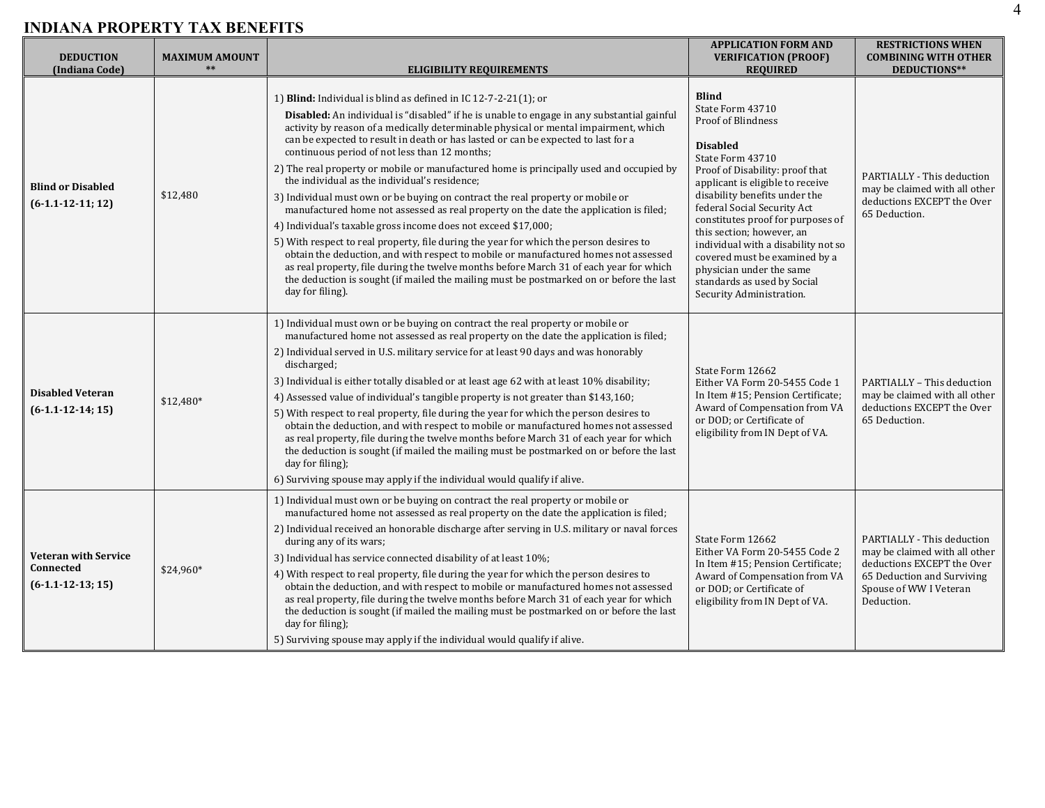# INDIANA PROPERTY TAX BENEFITS

| DEDUCTION (Indiana Code) | MAXIMUM AMOUNT ** | ELIGIBILITY REQUIREMENTS | APPLICATION FORM AND VERIFICATION (PROOF) REQUIRED | RESTRICTIONS WHEN COMBINING WITH OTHER DEDUCTIONS** |
|---|---|---|---|---|
| **Blind or Disabled** **(6-1.1-12-11; 12)** | $12,480 | 1) **Blind:** Individual is blind as defined in IC 12-7-2-21(1); or **Disabled:** An individual is "disabled" if he is unable to engage in any substantial gainful activity by reason of a medically determinable physical or mental impairment, which can be expected to result in death or has lasted or can be expected to last for a continuous period of not less than 12 months; 2) The real property or mobile or manufactured home is principally used and occupied by the individual as the individual's residence; 3) Individual must own or be buying on contract the real property or mobile or manufactured home not assessed as real property on the date the application is filed; 4) Individual's taxable gross income does not exceed $17,000; 5) With respect to real property, file during the year for which the person desires to obtain the deduction, and with respect to mobile or manufactured homes not assessed as real property, file during the twelve months before March 31 of each year for which the deduction is sought (if mailed the mailing must be postmarked on or before the last day for filing). | **Blind** State Form 43710 Proof of Blindness **Disabled** State Form 43710 Proof of Disability: proof that applicant is eligible to receive disability benefits under the federal Social Security Act constitutes proof for purposes of this section; however, an individual with a disability not so covered must be examined by a physician under the same standards as used by Social Security Administration. | PARTIALLY - This deduction may be claimed with all other deductions EXCEPT the Over 65 Deduction. |
| **Disabled Veteran** **(6-1.1-12-14; 15)** | $12,480* | 1) Individual must own or be buying on contract the real property or mobile or manufactured home not assessed as real property on the date the application is filed; 2) Individual served in U.S. military service for at least 90 days and was honorably discharged; 3) Individual is either totally disabled or at least age 62 with at least 10% disability; 4) Assessed value of individual's tangible property is not greater than $143,160; 5) With respect to real property, file during the year for which the person desires to obtain the deduction, and with respect to mobile or manufactured homes not assessed as real property, file during the twelve months before March 31 of each year for which the deduction is sought (if mailed the mailing must be postmarked on or before the last day for filing); 6) Surviving spouse may apply if the individual would qualify if alive. | State Form 12662 Either VA Form 20-5455 Code 1 In Item #15; Pension Certificate; Award of Compensation from VA or DOD; or Certificate of eligibility from IN Dept of VA. | PARTIALLY – This deduction may be claimed with all other deductions EXCEPT the Over 65 Deduction. |
| **Veteran with Service Connected** **(6-1.1-12-13; 15)** | $24,960* | 1) Individual must own or be buying on contract the real property or mobile or manufactured home not assessed as real property on the date the application is filed; 2) Individual received an honorable discharge after serving in U.S. military or naval forces during any of its wars; 3) Individual has service connected disability of at least 10%; 4) With respect to real property, file during the year for which the person desires to obtain the deduction, and with respect to mobile or manufactured homes not assessed as real property, file during the twelve months before March 31 of each year for which the deduction is sought (if mailed the mailing must be postmarked on or before the last day for filing); 5) Surviving spouse may apply if the individual would qualify if alive. | State Form 12662 Either VA Form 20-5455 Code 2 In Item #15; Pension Certificate; Award of Compensation from VA or DOD; or Certificate of eligibility from IN Dept of VA. | PARTIALLY - This deduction may be claimed with all other deductions EXCEPT the Over 65 Deduction and Surviving Spouse of WW I Veteran Deduction. |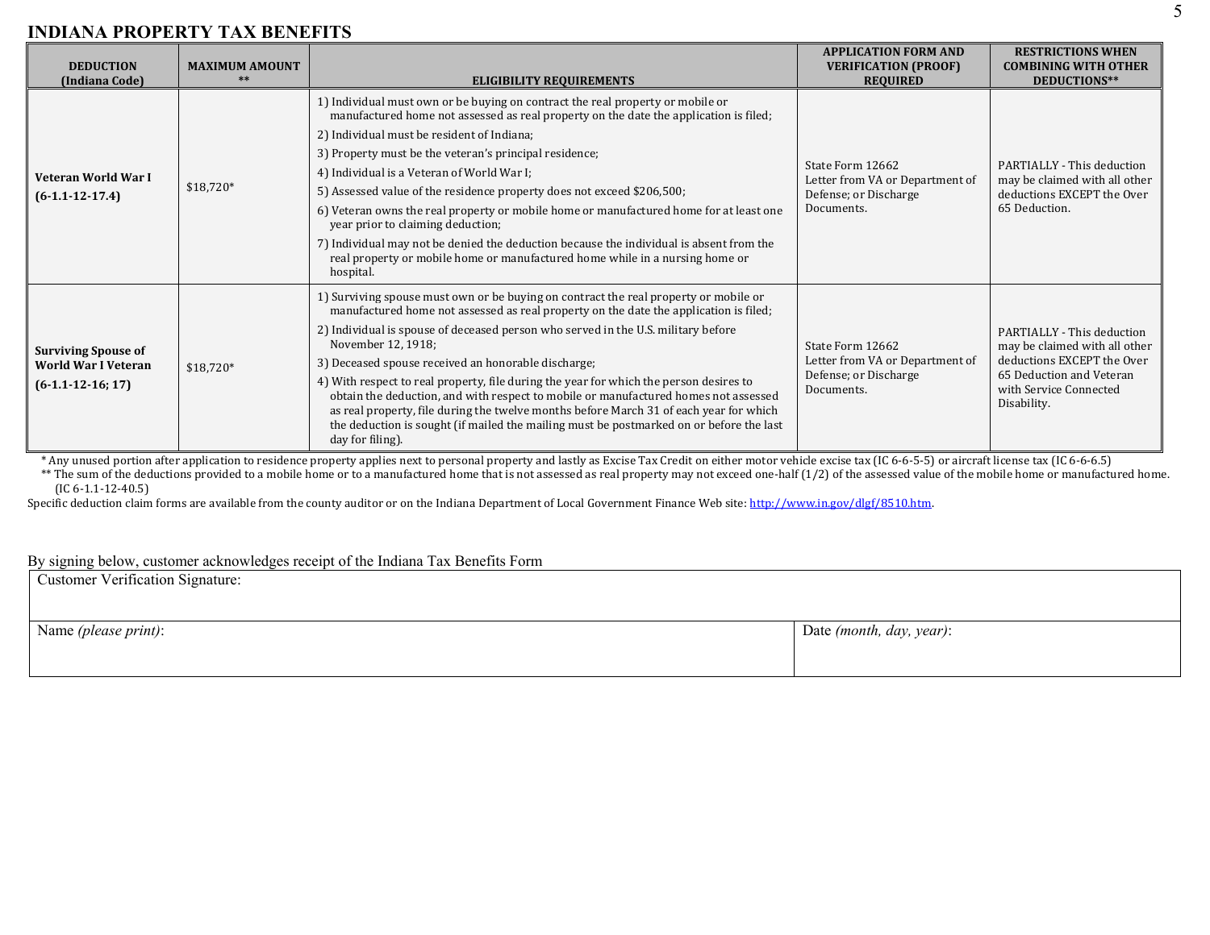## INDIANA PROPERTY TAX BENEFITS

| DEDUCTION (Indiana Code) | MAXIMUM AMOUNT ** | ELIGIBILITY REQUIREMENTS | APPLICATION FORM AND VERIFICATION (PROOF) REQUIRED | RESTRICTIONS WHEN COMBINING WITH OTHER DEDUCTIONS** |
|---|---|---|---|---|
| **Veteran World War I (6-1.1-12-17.4)** | $18,720* | 1) Individual must own or be buying on contract the real property or mobile or manufactured home not assessed as real property on the date the application is filed;<br>2) Individual must be resident of Indiana;<br>3) Property must be the veteran's principal residence;<br>4) Individual is a Veteran of World War I;<br>5) Assessed value of the residence property does not exceed $206,500;<br>6) Veteran owns the real property or mobile home or manufactured home for at least one year prior to claiming deduction;<br>7) Individual may not be denied the deduction because the individual is absent from the real property or mobile home or manufactured home while in a nursing home or hospital. | State Form 12662<br>Letter from VA or Department of Defense; or Discharge Documents. | PARTIALLY - This deduction may be claimed with all other deductions EXCEPT the Over 65 Deduction. |
| **Surviving Spouse of World War I Veteran (6-1.1-12-16; 17)** | $18,720* | 1) Surviving spouse must own or be buying on contract the real property or mobile or manufactured home not assessed as real property on the date the application is filed;<br>2) Individual is spouse of deceased person who served in the U.S. military before November 12, 1918;<br>3) Deceased spouse received an honorable discharge;<br>4) With respect to real property, file during the year for which the person desires to obtain the deduction, and with respect to mobile or manufactured homes not assessed as real property, file during the twelve months before March 31 of each year for which the deduction is sought (if mailed the mailing must be postmarked on or before the last day for filing). | State Form 12662<br>Letter from VA or Department of Defense; or Discharge Documents. | PARTIALLY - This deduction may be claimed with all other deductions EXCEPT the Over 65 Deduction and Veteran with Service Connected Disability. |

\* Any unused portion after application to residence property applies next to personal property and lastly as Excise Tax Credit on either motor vehicle excise tax (IC 6-6-5-5) or aircraft license tax (IC 6-6-6.5)

\** The sum of the deductions provided to a mobile home or to a manufactured home that is not assessed as real property may not exceed one-half (1/2) of the assessed value of the mobile home or manufactured home. (IC 6-1.1-12-40.5)

Specific deduction claim forms are available from the county auditor or on the Indiana Department of Local Government Finance Web site: http://www.in.gov/dlgf/8510.htm.

By signing below, customer acknowledges receipt of the Indiana Tax Benefits Form

| Customer Verification Signature: | |
|---|---|
| Name *(please print)*: | Date *(month, day, year)*: |